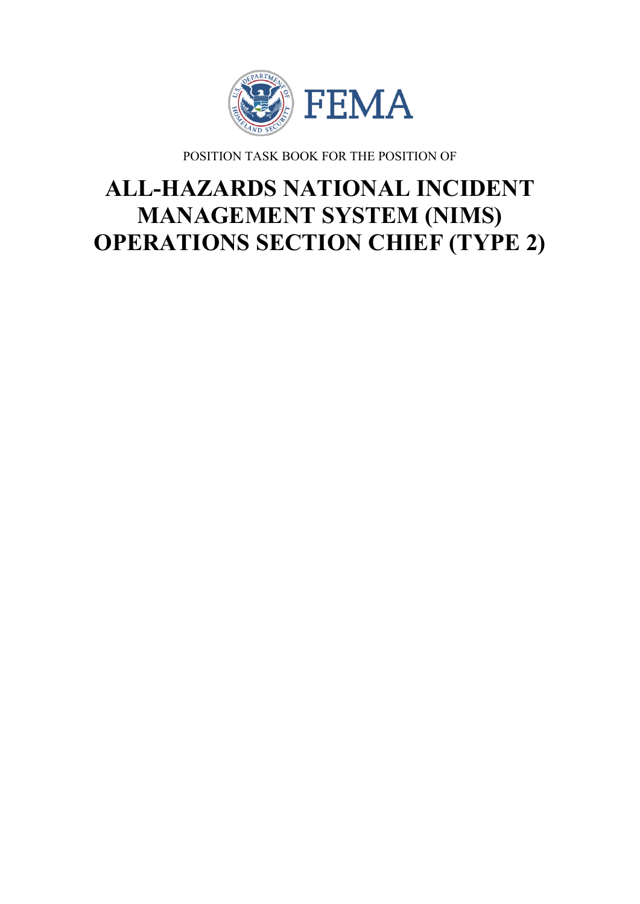FEMA

POSITION TASK BOOK FOR THE POSITION OF

# ALL-HAZARDS NATIONAL INCIDENT MANAGEMENT SYSTEM (NIMS) OPERATIONS SECTION CHIEF (TYPE 2)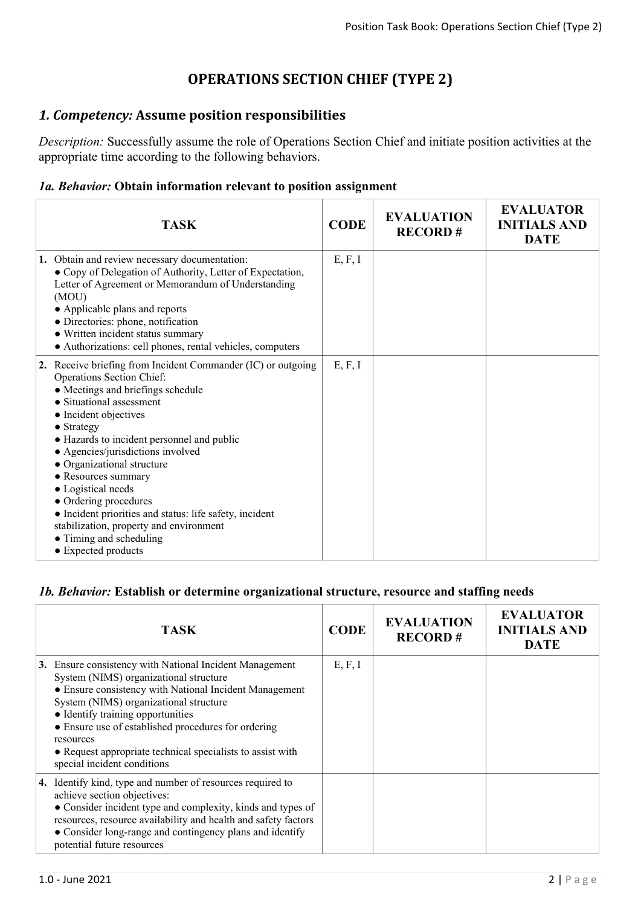# OPERATIONS SECTION CHIEF (TYPE 2)

## *1. Competency:* Assume position responsibilities

*Description:* Successfully assume the role of Operations Section Chief and initiate position activities at the appropriate time according to the following behaviors.

### *1a. Behavior:* Obtain information relevant to position assignment

| TASK | CODE | EVALUATION RECORD # | EVALUATOR INITIALS AND DATE |
|---|---|---|---|
| **1.** Obtain and review necessary documentation:<br>● Copy of Delegation of Authority, Letter of Expectation, Letter of Agreement or Memorandum of Understanding (MOU)<br>● Applicable plans and reports<br>● Directories: phone, notification<br>● Written incident status summary<br>● Authorizations: cell phones, rental vehicles, computers | E, F, I | | |
| **2.** Receive briefing from Incident Commander (IC) or outgoing Operations Section Chief:<br>● Meetings and briefings schedule<br>● Situational assessment<br>● Incident objectives<br>● Strategy<br>● Hazards to incident personnel and public<br>● Agencies/jurisdictions involved<br>● Organizational structure<br>● Resources summary<br>● Logistical needs<br>● Ordering procedures<br>● Incident priorities and status: life safety, incident stabilization, property and environment<br>● Timing and scheduling<br>● Expected products | E, F, I | | |

### *1b. Behavior:* Establish or determine organizational structure, resource and staffing needs

| TASK | CODE | EVALUATION RECORD # | EVALUATOR INITIALS AND DATE |
|---|---|---|---|
| **3.** Ensure consistency with National Incident Management System (NIMS) organizational structure<br>● Ensure consistency with National Incident Management System (NIMS) organizational structure<br>● Identify training opportunities<br>● Ensure use of established procedures for ordering resources<br>● Request appropriate technical specialists to assist with special incident conditions | E, F, I | | |
| **4.** Identify kind, type and number of resources required to achieve section objectives:<br>● Consider incident type and complexity, kinds and types of resources, resource availability and health and safety factors<br>● Consider long-range and contingency plans and identify potential future resources | | | |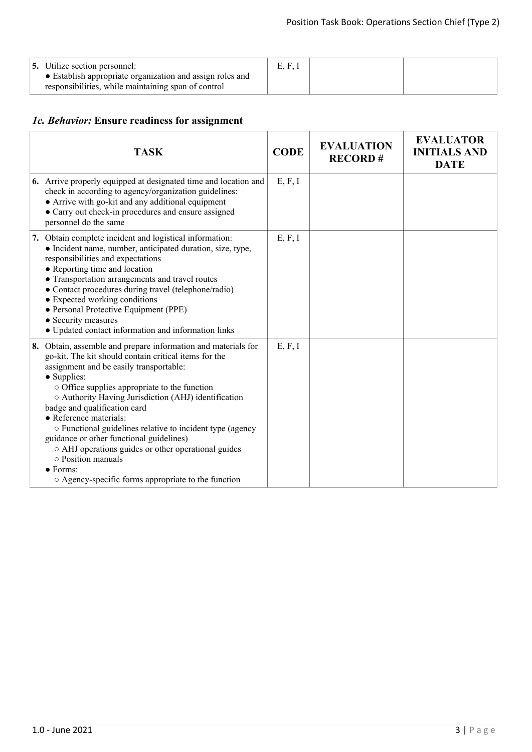| | | | |
|---|---|---|---|
| **5.** Utilize section personnel:<br>● Establish appropriate organization and assign roles and responsibilities, while maintaining span of control | E, F, I | | |

### *1c. Behavior:* Ensure readiness for assignment

| TASK | CODE | EVALUATION RECORD # | EVALUATOR INITIALS AND DATE |
|---|---|---|---|
| **6.** Arrive properly equipped at designated time and location and check in according to agency/organization guidelines:<br>● Arrive with go-kit and any additional equipment<br>● Carry out check-in procedures and ensure assigned personnel do the same | E, F, I | | |
| **7.** Obtain complete incident and logistical information:<br>● Incident name, number, anticipated duration, size, type, responsibilities and expectations<br>● Reporting time and location<br>● Transportation arrangements and travel routes<br>● Contact procedures during travel (telephone/radio)<br>● Expected working conditions<br>● Personal Protective Equipment (PPE)<br>● Security measures<br>● Updated contact information and information links | E, F, I | | |
| **8.** Obtain, assemble and prepare information and materials for go-kit. The kit should contain critical items for the assignment and be easily transportable:<br>● Supplies:<br>○ Office supplies appropriate to the function<br>○ Authority Having Jurisdiction (AHJ) identification badge and qualification card<br>● Reference materials:<br>○ Functional guidelines relative to incident type (agency guidance or other functional guidelines)<br>○ AHJ operations guides or other operational guides<br>○ Position manuals<br>● Forms:<br>○ Agency-specific forms appropriate to the function | E, F, I | | |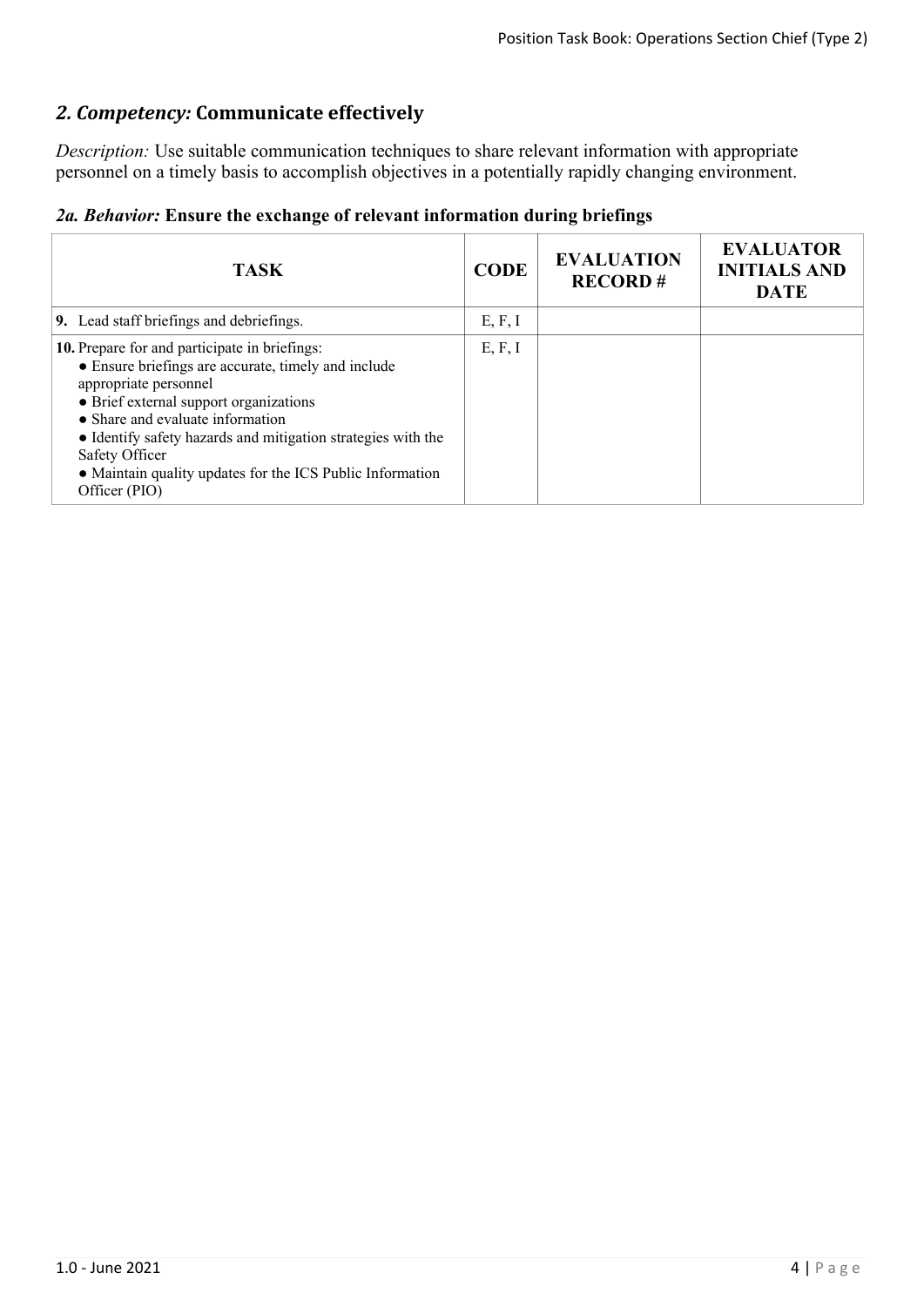## *2. Competency:* Communicate effectively

*Description:* Use suitable communication techniques to share relevant information with appropriate personnel on a timely basis to accomplish objectives in a potentially rapidly changing environment.

### *2a. Behavior:* Ensure the exchange of relevant information during briefings

| TASK | CODE | EVALUATION RECORD # | EVALUATOR INITIALS AND DATE |
|---|---|---|---|
| **9.** Lead staff briefings and debriefings. | E, F, I | | |
| **10.** Prepare for and participate in briefings:<br>● Ensure briefings are accurate, timely and include appropriate personnel<br>● Brief external support organizations<br>● Share and evaluate information<br>● Identify safety hazards and mitigation strategies with the Safety Officer<br>● Maintain quality updates for the ICS Public Information Officer (PIO) | E, F, I | | |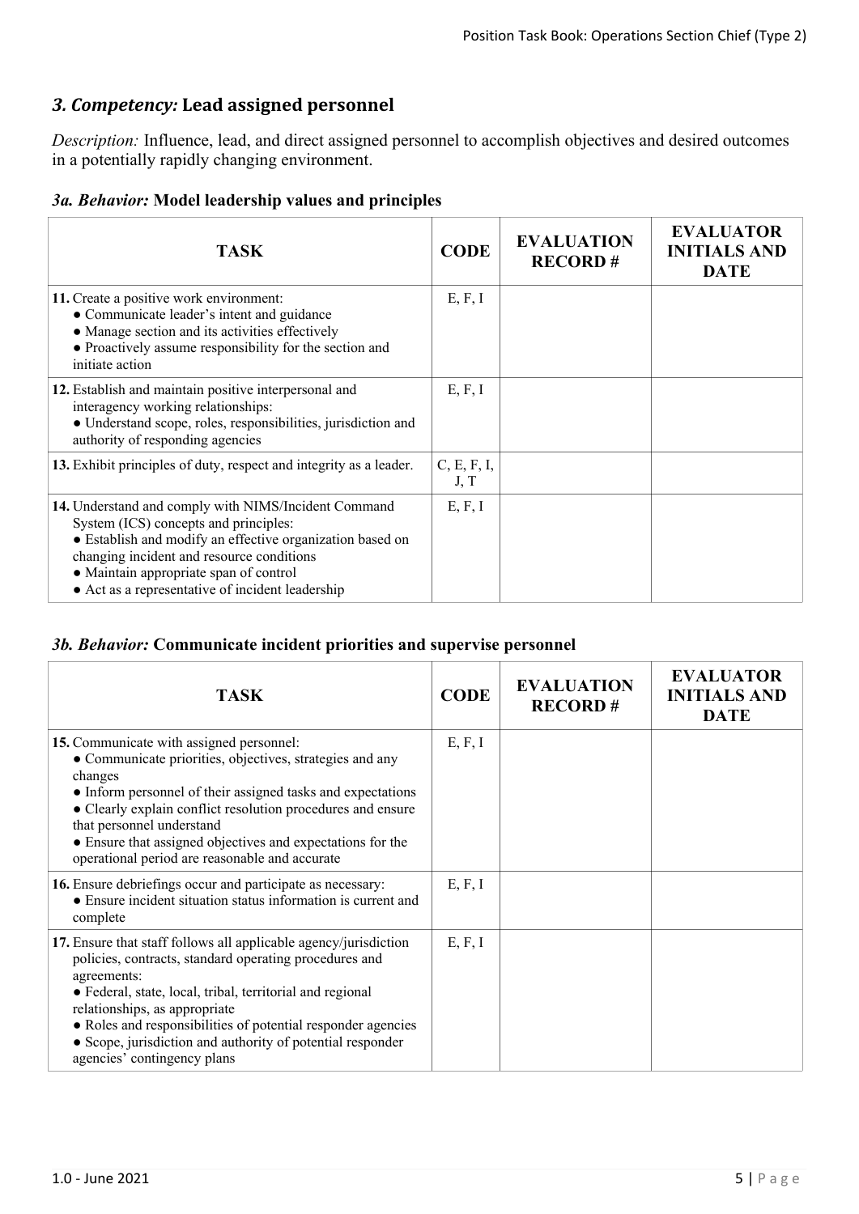## *3. Competency:* Lead assigned personnel

*Description:* Influence, lead, and direct assigned personnel to accomplish objectives and desired outcomes in a potentially rapidly changing environment.

### *3a. Behavior:* Model leadership values and principles

| TASK | CODE | EVALUATION RECORD # | EVALUATOR INITIALS AND DATE |
|---|---|---|---|
| **11.** Create a positive work environment: <br>● Communicate leader's intent and guidance <br>● Manage section and its activities effectively <br>● Proactively assume responsibility for the section and initiate action | E, F, I | | |
| **12.** Establish and maintain positive interpersonal and interagency working relationships: <br>● Understand scope, roles, responsibilities, jurisdiction and authority of responding agencies | E, F, I | | |
| **13.** Exhibit principles of duty, respect and integrity as a leader. | C, E, F, I, J, T | | |
| **14.** Understand and comply with NIMS/Incident Command System (ICS) concepts and principles: <br>● Establish and modify an effective organization based on changing incident and resource conditions <br>● Maintain appropriate span of control <br>● Act as a representative of incident leadership | E, F, I | | |

### *3b. Behavior:* Communicate incident priorities and supervise personnel

| TASK | CODE | EVALUATION RECORD # | EVALUATOR INITIALS AND DATE |
|---|---|---|---|
| **15.** Communicate with assigned personnel: <br>● Communicate priorities, objectives, strategies and any changes <br>● Inform personnel of their assigned tasks and expectations <br>● Clearly explain conflict resolution procedures and ensure that personnel understand <br>● Ensure that assigned objectives and expectations for the operational period are reasonable and accurate | E, F, I | | |
| **16.** Ensure debriefings occur and participate as necessary: <br>● Ensure incident situation status information is current and complete | E, F, I | | |
| **17.** Ensure that staff follows all applicable agency/jurisdiction policies, contracts, standard operating procedures and agreements: <br>● Federal, state, local, tribal, territorial and regional relationships, as appropriate <br>● Roles and responsibilities of potential responder agencies <br>● Scope, jurisdiction and authority of potential responder agencies' contingency plans | E, F, I | | |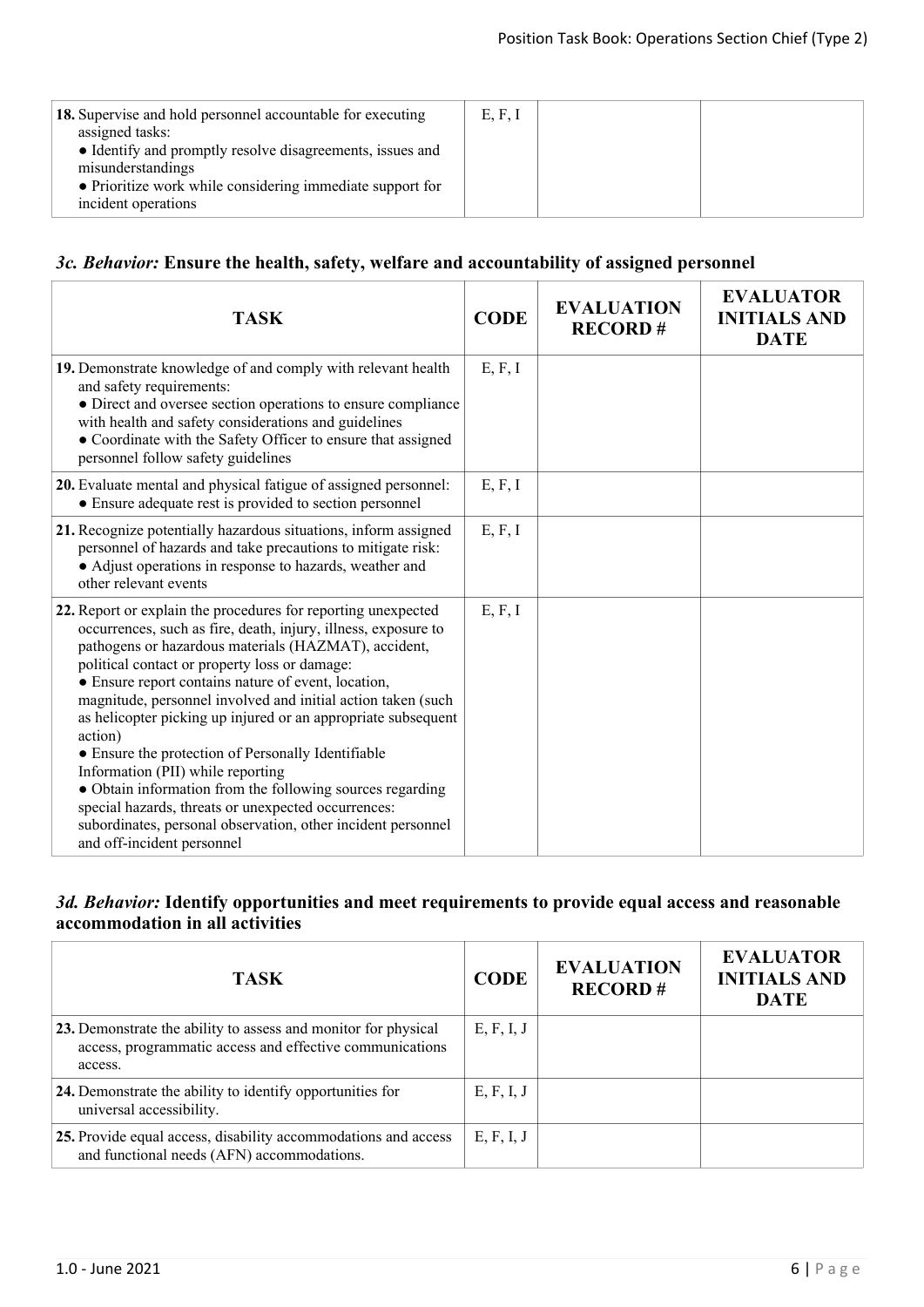| TASK | CODE | EVALUATION RECORD # | EVALUATOR INITIALS AND DATE |
|---|---|---|---|
| **18.** Supervise and hold personnel accountable for executing assigned tasks:<br>● Identify and promptly resolve disagreements, issues and misunderstandings<br>● Prioritize work while considering immediate support for incident operations | E, F, I | | |

### *3c. Behavior:* **Ensure the health, safety, welfare and accountability of assigned personnel**

| TASK | CODE | EVALUATION RECORD # | EVALUATOR INITIALS AND DATE |
|---|---|---|---|
| **19.** Demonstrate knowledge of and comply with relevant health and safety requirements:<br>● Direct and oversee section operations to ensure compliance with health and safety considerations and guidelines<br>● Coordinate with the Safety Officer to ensure that assigned personnel follow safety guidelines | E, F, I | | |
| **20.** Evaluate mental and physical fatigue of assigned personnel:<br>● Ensure adequate rest is provided to section personnel | E, F, I | | |
| **21.** Recognize potentially hazardous situations, inform assigned personnel of hazards and take precautions to mitigate risk:<br>● Adjust operations in response to hazards, weather and other relevant events | E, F, I | | |
| **22.** Report or explain the procedures for reporting unexpected occurrences, such as fire, death, injury, illness, exposure to pathogens or hazardous materials (HAZMAT), accident, political contact or property loss or damage:<br>● Ensure report contains nature of event, location, magnitude, personnel involved and initial action taken (such as helicopter picking up injured or an appropriate subsequent action)<br>● Ensure the protection of Personally Identifiable Information (PII) while reporting<br>● Obtain information from the following sources regarding special hazards, threats or unexpected occurrences: subordinates, personal observation, other incident personnel and off-incident personnel | E, F, I | | |

### *3d. Behavior:* **Identify opportunities and meet requirements to provide equal access and reasonable accommodation in all activities**

| TASK | CODE | EVALUATION RECORD # | EVALUATOR INITIALS AND DATE |
|---|---|---|---|
| **23.** Demonstrate the ability to assess and monitor for physical access, programmatic access and effective communications access. | E, F, I, J | | |
| **24.** Demonstrate the ability to identify opportunities for universal accessibility. | E, F, I, J | | |
| **25.** Provide equal access, disability accommodations and access and functional needs (AFN) accommodations. | E, F, I, J | | |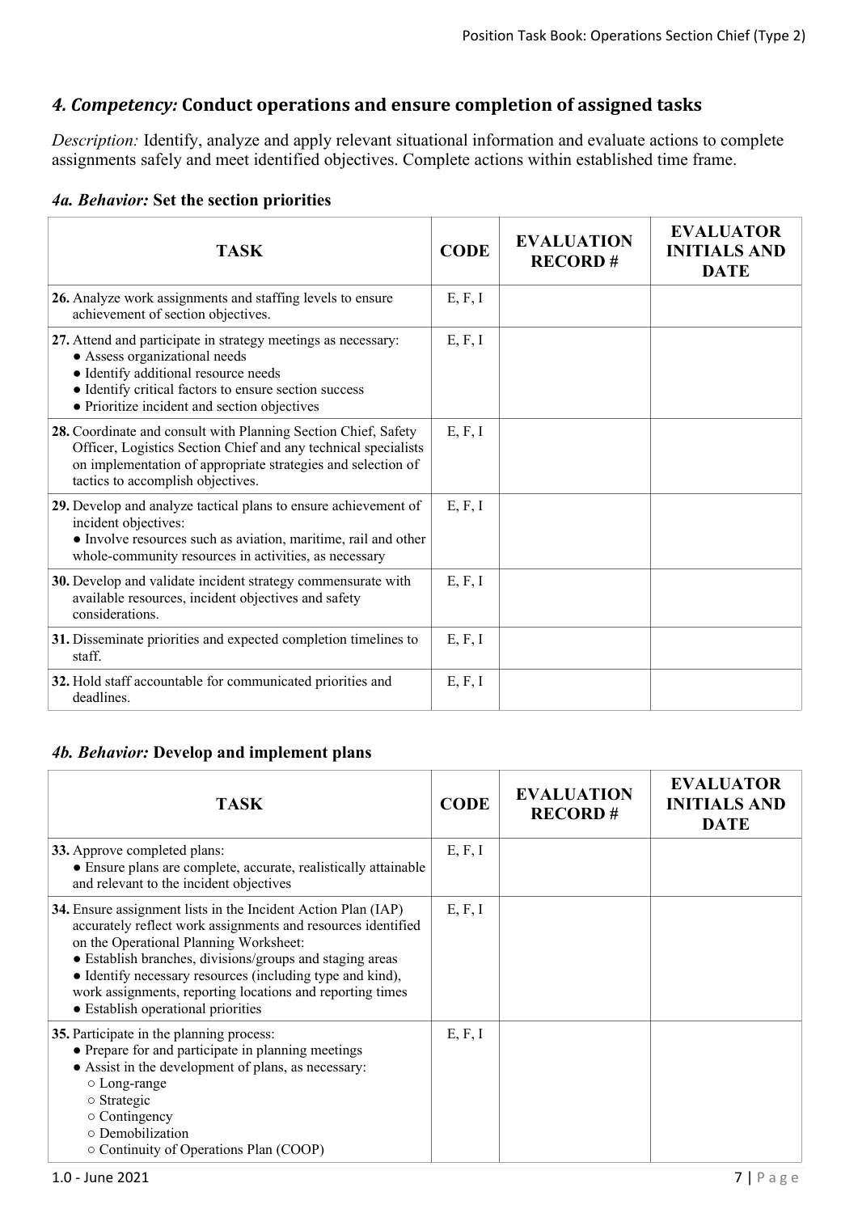## *4. Competency:* Conduct operations and ensure completion of assigned tasks

*Description:* Identify, analyze and apply relevant situational information and evaluate actions to complete assignments safely and meet identified objectives. Complete actions within established time frame.

### *4a. Behavior:* Set the section priorities

| TASK | CODE | EVALUATION RECORD # | EVALUATOR INITIALS AND DATE |
|---|---|---|---|
| **26.** Analyze work assignments and staffing levels to ensure achievement of section objectives. | E, F, I | | |
| **27.** Attend and participate in strategy meetings as necessary:<br>● Assess organizational needs<br>● Identify additional resource needs<br>● Identify critical factors to ensure section success<br>● Prioritize incident and section objectives | E, F, I | | |
| **28.** Coordinate and consult with Planning Section Chief, Safety Officer, Logistics Section Chief and any technical specialists on implementation of appropriate strategies and selection of tactics to accomplish objectives. | E, F, I | | |
| **29.** Develop and analyze tactical plans to ensure achievement of incident objectives:<br>● Involve resources such as aviation, maritime, rail and other whole-community resources in activities, as necessary | E, F, I | | |
| **30.** Develop and validate incident strategy commensurate with available resources, incident objectives and safety considerations. | E, F, I | | |
| **31.** Disseminate priorities and expected completion timelines to staff. | E, F, I | | |
| **32.** Hold staff accountable for communicated priorities and deadlines. | E, F, I | | |

### *4b. Behavior:* Develop and implement plans

| TASK | CODE | EVALUATION RECORD # | EVALUATOR INITIALS AND DATE |
|---|---|---|---|
| **33.** Approve completed plans:<br>● Ensure plans are complete, accurate, realistically attainable and relevant to the incident objectives | E, F, I | | |
| **34.** Ensure assignment lists in the Incident Action Plan (IAP) accurately reflect work assignments and resources identified on the Operational Planning Worksheet:<br>● Establish branches, divisions/groups and staging areas<br>● Identify necessary resources (including type and kind), work assignments, reporting locations and reporting times<br>● Establish operational priorities | E, F, I | | |
| **35.** Participate in the planning process:<br>● Prepare for and participate in planning meetings<br>● Assist in the development of plans, as necessary:<br>○ Long-range<br>○ Strategic<br>○ Contingency<br>○ Demobilization<br>○ Continuity of Operations Plan (COOP) | E, F, I | | |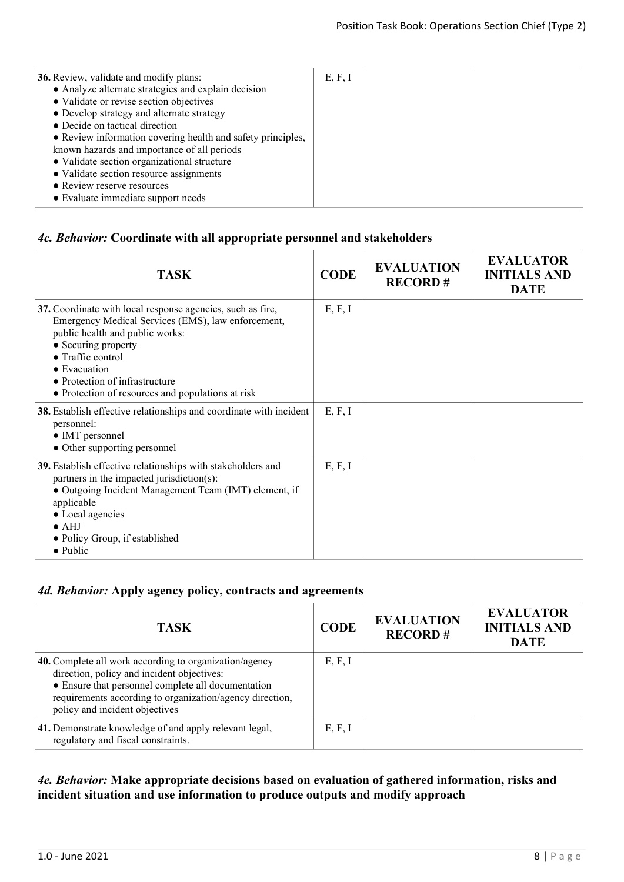| TASK | CODE | EVALUATION RECORD # | EVALUATOR INITIALS AND DATE |
|---|---|---|---|
| **36.** Review, validate and modify plans:<br>● Analyze alternate strategies and explain decision<br>● Validate or revise section objectives<br>● Develop strategy and alternate strategy<br>● Decide on tactical direction<br>● Review information covering health and safety principles, known hazards and importance of all periods<br>● Validate section organizational structure<br>● Validate section resource assignments<br>● Review reserve resources<br>● Evaluate immediate support needs | E, F, I | | |

### *4c. Behavior:* Coordinate with all appropriate personnel and stakeholders

| TASK | CODE | EVALUATION RECORD # | EVALUATOR INITIALS AND DATE |
|---|---|---|---|
| **37.** Coordinate with local response agencies, such as fire, Emergency Medical Services (EMS), law enforcement, public health and public works:<br>● Securing property<br>● Traffic control<br>● Evacuation<br>● Protection of infrastructure<br>● Protection of resources and populations at risk | E, F, I | | |
| **38.** Establish effective relationships and coordinate with incident personnel:<br>● IMT personnel<br>● Other supporting personnel | E, F, I | | |
| **39.** Establish effective relationships with stakeholders and partners in the impacted jurisdiction(s):<br>● Outgoing Incident Management Team (IMT) element, if applicable<br>● Local agencies<br>● AHJ<br>● Policy Group, if established<br>● Public | E, F, I | | |

### *4d. Behavior:* Apply agency policy, contracts and agreements

| TASK | CODE | EVALUATION RECORD # | EVALUATOR INITIALS AND DATE |
|---|---|---|---|
| **40.** Complete all work according to organization/agency direction, policy and incident objectives:<br>● Ensure that personnel complete all documentation requirements according to organization/agency direction, policy and incident objectives | E, F, I | | |
| **41.** Demonstrate knowledge of and apply relevant legal, regulatory and fiscal constraints. | E, F, I | | |

### *4e. Behavior:* Make appropriate decisions based on evaluation of gathered information, risks and incident situation and use information to produce outputs and modify approach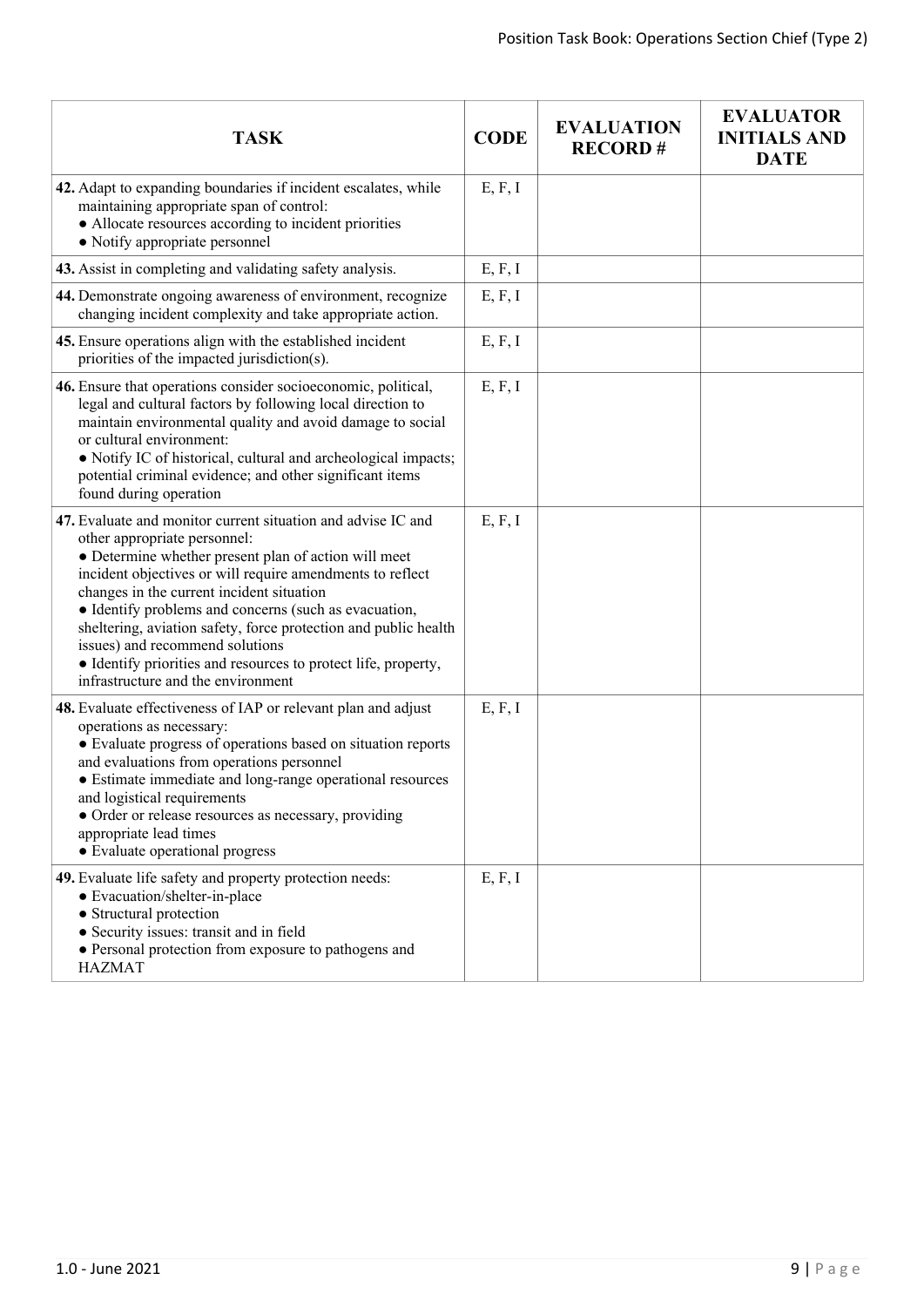| TASK | CODE | EVALUATION RECORD # | EVALUATOR INITIALS AND DATE |
|---|---|---|---|
| **42.** Adapt to expanding boundaries if incident escalates, while maintaining appropriate span of control:<br>● Allocate resources according to incident priorities<br>● Notify appropriate personnel | E, F, I | | |
| **43.** Assist in completing and validating safety analysis. | E, F, I | | |
| **44.** Demonstrate ongoing awareness of environment, recognize changing incident complexity and take appropriate action. | E, F, I | | |
| **45.** Ensure operations align with the established incident priorities of the impacted jurisdiction(s). | E, F, I | | |
| **46.** Ensure that operations consider socioeconomic, political, legal and cultural factors by following local direction to maintain environmental quality and avoid damage to social or cultural environment:<br>● Notify IC of historical, cultural and archeological impacts; potential criminal evidence; and other significant items found during operation | E, F, I | | |
| **47.** Evaluate and monitor current situation and advise IC and other appropriate personnel:<br>● Determine whether present plan of action will meet incident objectives or will require amendments to reflect changes in the current incident situation<br>● Identify problems and concerns (such as evacuation, sheltering, aviation safety, force protection and public health issues) and recommend solutions<br>● Identify priorities and resources to protect life, property, infrastructure and the environment | E, F, I | | |
| **48.** Evaluate effectiveness of IAP or relevant plan and adjust operations as necessary:<br>● Evaluate progress of operations based on situation reports and evaluations from operations personnel<br>● Estimate immediate and long-range operational resources and logistical requirements<br>● Order or release resources as necessary, providing appropriate lead times<br>● Evaluate operational progress | E, F, I | | |
| **49.** Evaluate life safety and property protection needs:<br>● Evacuation/shelter-in-place<br>● Structural protection<br>● Security issues: transit and in field<br>● Personal protection from exposure to pathogens and HAZMAT | E, F, I | | |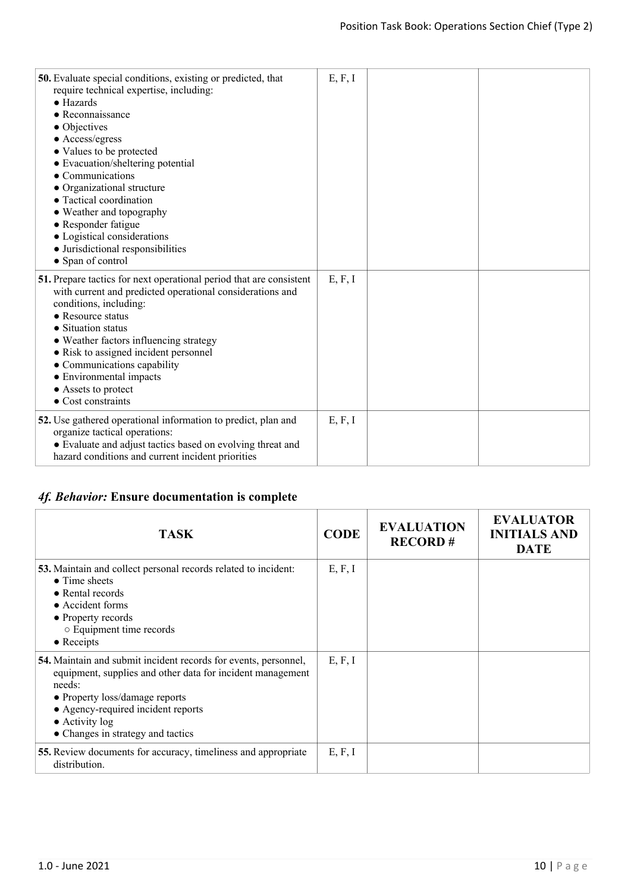| TASK | CODE | EVALUATION RECORD # | EVALUATOR INITIALS AND DATE |
|---|---|---|---|
| **50.** Evaluate special conditions, existing or predicted, that require technical expertise, including:<br>● Hazards<br>● Reconnaissance<br>● Objectives<br>● Access/egress<br>● Values to be protected<br>● Evacuation/sheltering potential<br>● Communications<br>● Organizational structure<br>● Tactical coordination<br>● Weather and topography<br>● Responder fatigue<br>● Logistical considerations<br>● Jurisdictional responsibilities<br>● Span of control | E, F, I | | |
| **51.** Prepare tactics for next operational period that are consistent with current and predicted operational considerations and conditions, including:<br>● Resource status<br>● Situation status<br>● Weather factors influencing strategy<br>● Risk to assigned incident personnel<br>● Communications capability<br>● Environmental impacts<br>● Assets to protect<br>● Cost constraints | E, F, I | | |
| **52.** Use gathered operational information to predict, plan and organize tactical operations:<br>● Evaluate and adjust tactics based on evolving threat and hazard conditions and current incident priorities | E, F, I | | |

## *4f. Behavior:* Ensure documentation is complete

| TASK | CODE | EVALUATION RECORD # | EVALUATOR INITIALS AND DATE |
|---|---|---|---|
| **53.** Maintain and collect personal records related to incident:<br>● Time sheets<br>● Rental records<br>● Accident forms<br>● Property records<br>&nbsp;&nbsp;○ Equipment time records<br>● Receipts | E, F, I | | |
| **54.** Maintain and submit incident records for events, personnel, equipment, supplies and other data for incident management needs:<br>● Property loss/damage reports<br>● Agency-required incident reports<br>● Activity log<br>● Changes in strategy and tactics | E, F, I | | |
| **55.** Review documents for accuracy, timeliness and appropriate distribution. | E, F, I | | |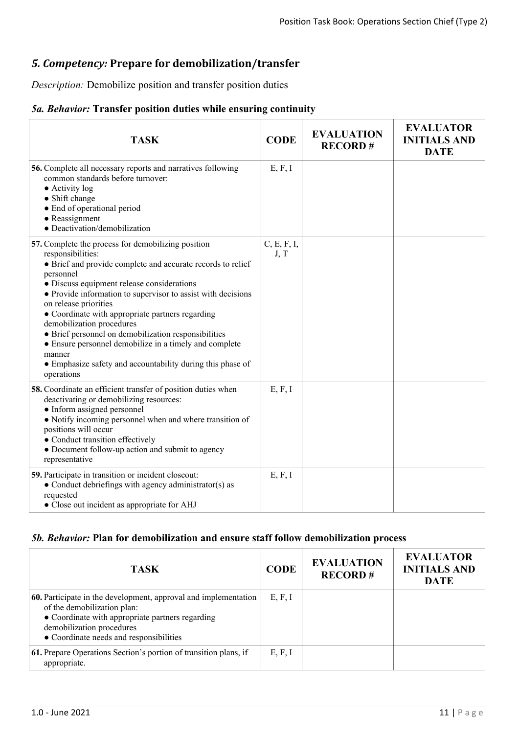## *5. Competency:* **Prepare for demobilization/transfer**

*Description:* Demobilize position and transfer position duties

### *5a. Behavior:* **Transfer position duties while ensuring continuity**

| TASK | CODE | EVALUATION RECORD # | EVALUATOR INITIALS AND DATE |
|---|---|---|---|
| **56.** Complete all necessary reports and narratives following common standards before turnover:<br>● Activity log<br>● Shift change<br>● End of operational period<br>● Reassignment<br>● Deactivation/demobilization | E, F, I | | |
| **57.** Complete the process for demobilizing position responsibilities:<br>● Brief and provide complete and accurate records to relief personnel<br>● Discuss equipment release considerations<br>● Provide information to supervisor to assist with decisions on release priorities<br>● Coordinate with appropriate partners regarding demobilization procedures<br>● Brief personnel on demobilization responsibilities<br>● Ensure personnel demobilize in a timely and complete manner<br>● Emphasize safety and accountability during this phase of operations | C, E, F, I, J, T | | |
| **58.** Coordinate an efficient transfer of position duties when deactivating or demobilizing resources:<br>● Inform assigned personnel<br>● Notify incoming personnel when and where transition of positions will occur<br>● Conduct transition effectively<br>● Document follow-up action and submit to agency representative | E, F, I | | |
| **59.** Participate in transition or incident closeout:<br>● Conduct debriefings with agency administrator(s) as requested<br>● Close out incident as appropriate for AHJ | E, F, I | | |

### *5b. Behavior:* **Plan for demobilization and ensure staff follow demobilization process**

| TASK | CODE | EVALUATION RECORD # | EVALUATOR INITIALS AND DATE |
|---|---|---|---|
| **60.** Participate in the development, approval and implementation of the demobilization plan:<br>● Coordinate with appropriate partners regarding demobilization procedures<br>● Coordinate needs and responsibilities | E, F, I | | |
| **61.** Prepare Operations Section's portion of transition plans, if appropriate. | E, F, I | | |